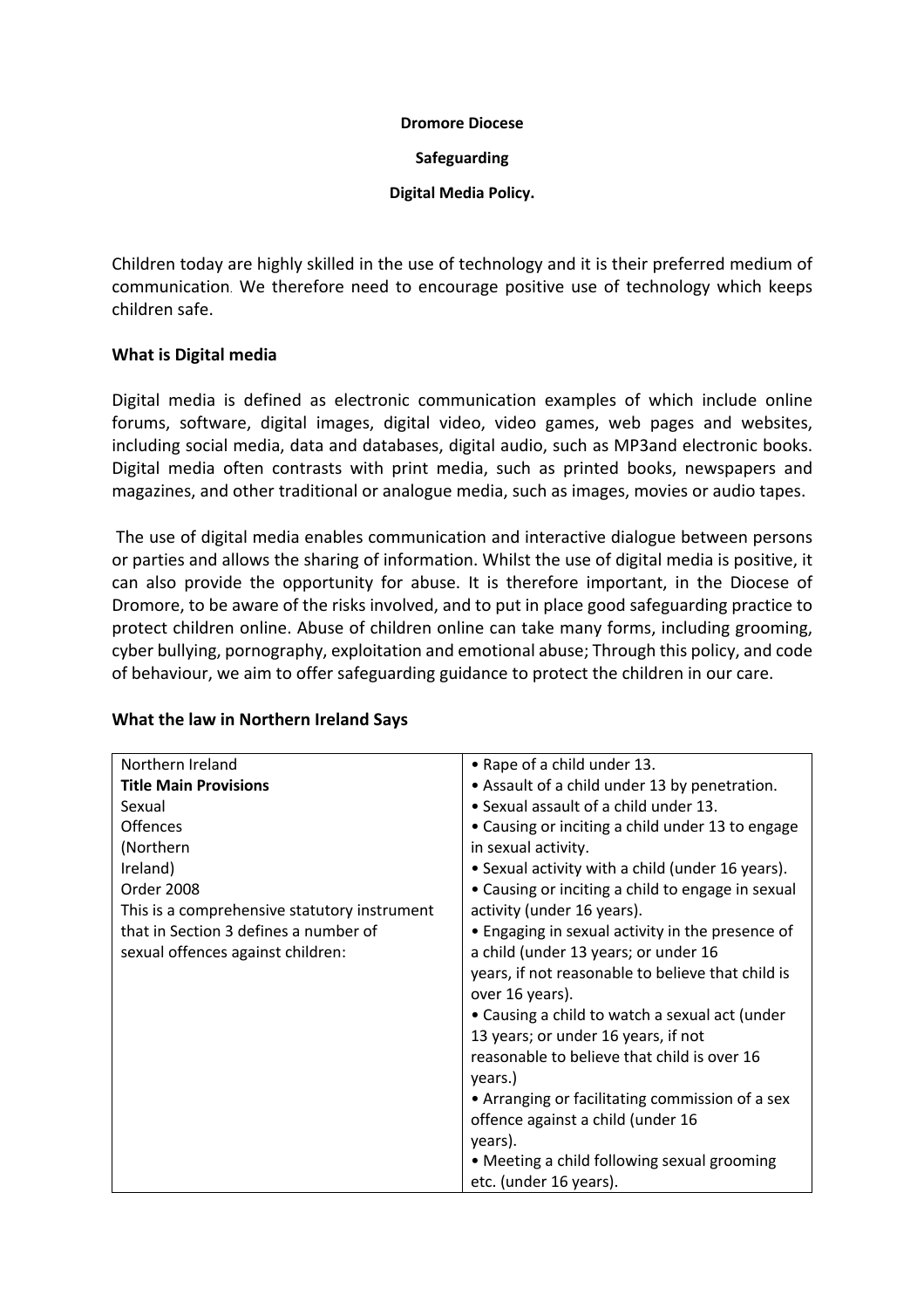**Dromore Diocese**

**Safeguarding**

**Digital Media Policy.**

Children today are highly skilled in the use of technology and it is their preferred medium of communication. We therefore need to encourage positive use of technology which keeps children safe.

**What is Digital media**

Digital media is defined as electronic communication examples of which include online forums, software, digital images, digital video, video games, web pages and websites, including social media, data and databases, digital audio, such as MP3and electronic books. Digital media often contrasts with print media, such as printed books, newspapers and magazines, and other traditional or analogue media, such as images, movies or audio tapes.

The use of digital media enables communication and interactive dialogue between persons or parties and allows the sharing of information. Whilst the use of digital media is positive, it can also provide the opportunity for abuse. It is therefore important, in the Diocese of Dromore, to be aware of the risks involved, and to put in place good safeguarding practice to protect children online. Abuse of children online can take many forms, including grooming, cyber bullying, pornography, exploitation and emotional abuse; Through this policy, and code of behaviour, we aim to offer safeguarding guidance to protect the children in our care.

**What the law in Northern Ireland Says**

| Northern Ireland<br>**Title Main Provisions**<br>Sexual<br>Offences<br>(Northern<br>Ireland)<br>Order 2008<br>This is a comprehensive statutory instrument that in Section 3 defines a number of sexual offences against children: | • Rape of a child under 13.<br>• Assault of a child under 13 by penetration.<br>• Sexual assault of a child under 13.<br>• Causing or inciting a child under 13 to engage in sexual activity.<br>• Sexual activity with a child (under 16 years).<br>• Causing or inciting a child to engage in sexual activity (under 16 years).<br>• Engaging in sexual activity in the presence of a child (under 13 years; or under 16 years, if not reasonable to believe that child is over 16 years).<br>• Causing a child to watch a sexual act (under 13 years; or under 16 years, if not reasonable to believe that child is over 16 years.)<br>• Arranging or facilitating commission of a sex offence against a child (under 16 years).<br>• Meeting a child following sexual grooming etc. (under 16 years). |
|---|---|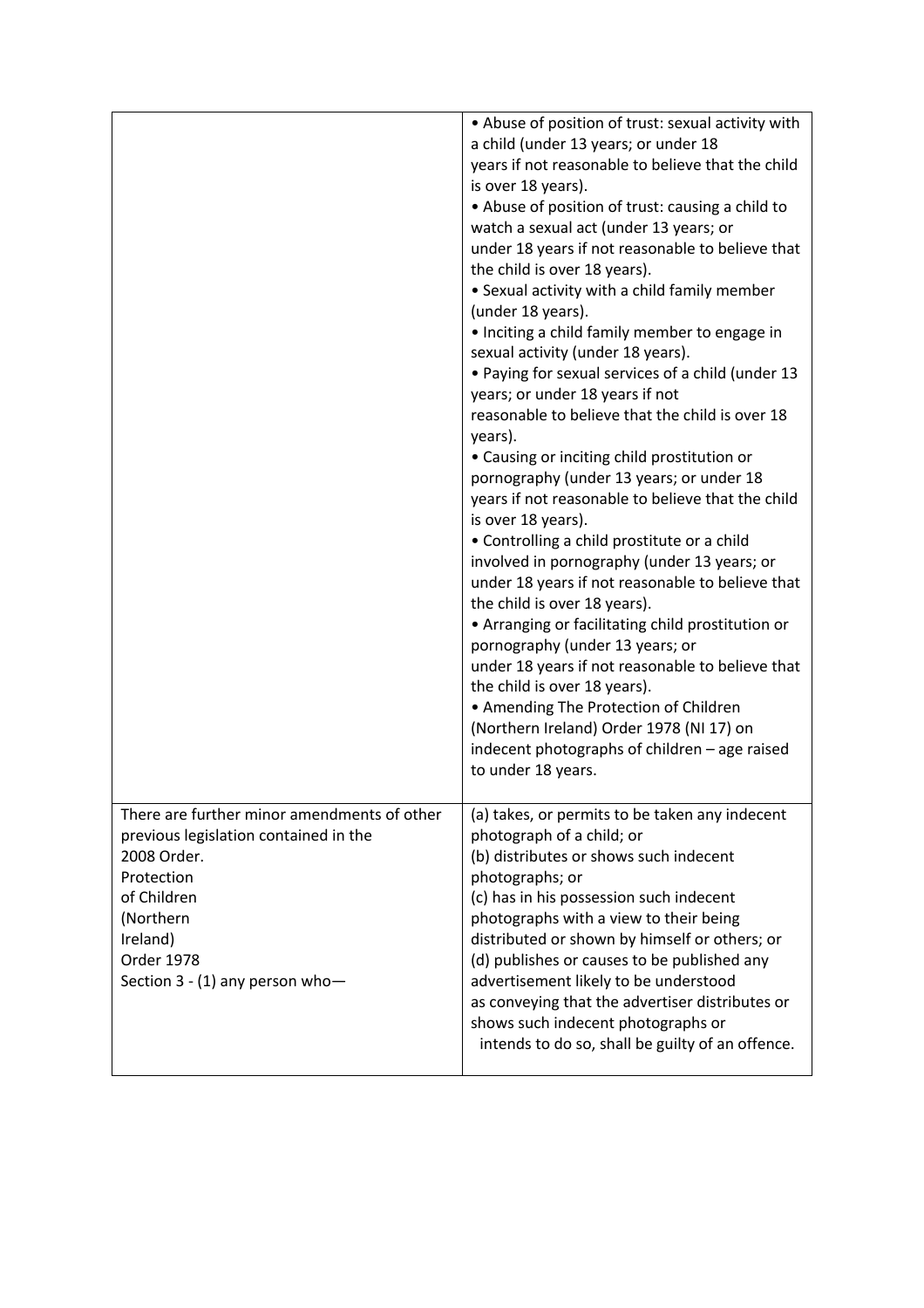| | |
|---|---|
| | • Abuse of position of trust: sexual activity with a child (under 13 years; or under 18 years if not reasonable to believe that the child is over 18 years).<br>• Abuse of position of trust: causing a child to watch a sexual act (under 13 years; or under 18 years if not reasonable to believe that the child is over 18 years).<br>• Sexual activity with a child family member (under 18 years).<br>• Inciting a child family member to engage in sexual activity (under 18 years).<br>• Paying for sexual services of a child (under 13 years; or under 18 years if not reasonable to believe that the child is over 18 years).<br>• Causing or inciting child prostitution or pornography (under 13 years; or under 18 years if not reasonable to believe that the child is over 18 years).<br>• Controlling a child prostitute or a child involved in pornography (under 13 years; or under 18 years if not reasonable to believe that the child is over 18 years).<br>• Arranging or facilitating child prostitution or pornography (under 13 years; or under 18 years if not reasonable to believe that the child is over 18 years).<br>• Amending The Protection of Children (Northern Ireland) Order 1978 (NI 17) on indecent photographs of children – age raised to under 18 years. |
| There are further minor amendments of other previous legislation contained in the 2008 Order.<br>Protection of Children (Northern Ireland) Order 1978<br>Section 3 - (1) any person who— | (a) takes, or permits to be taken any indecent photograph of a child; or<br>(b) distributes or shows such indecent photographs; or<br>(c) has in his possession such indecent photographs with a view to their being distributed or shown by himself or others; or<br>(d) publishes or causes to be published any advertisement likely to be understood as conveying that the advertiser distributes or shows such indecent photographs or intends to do so, shall be guilty of an offence. |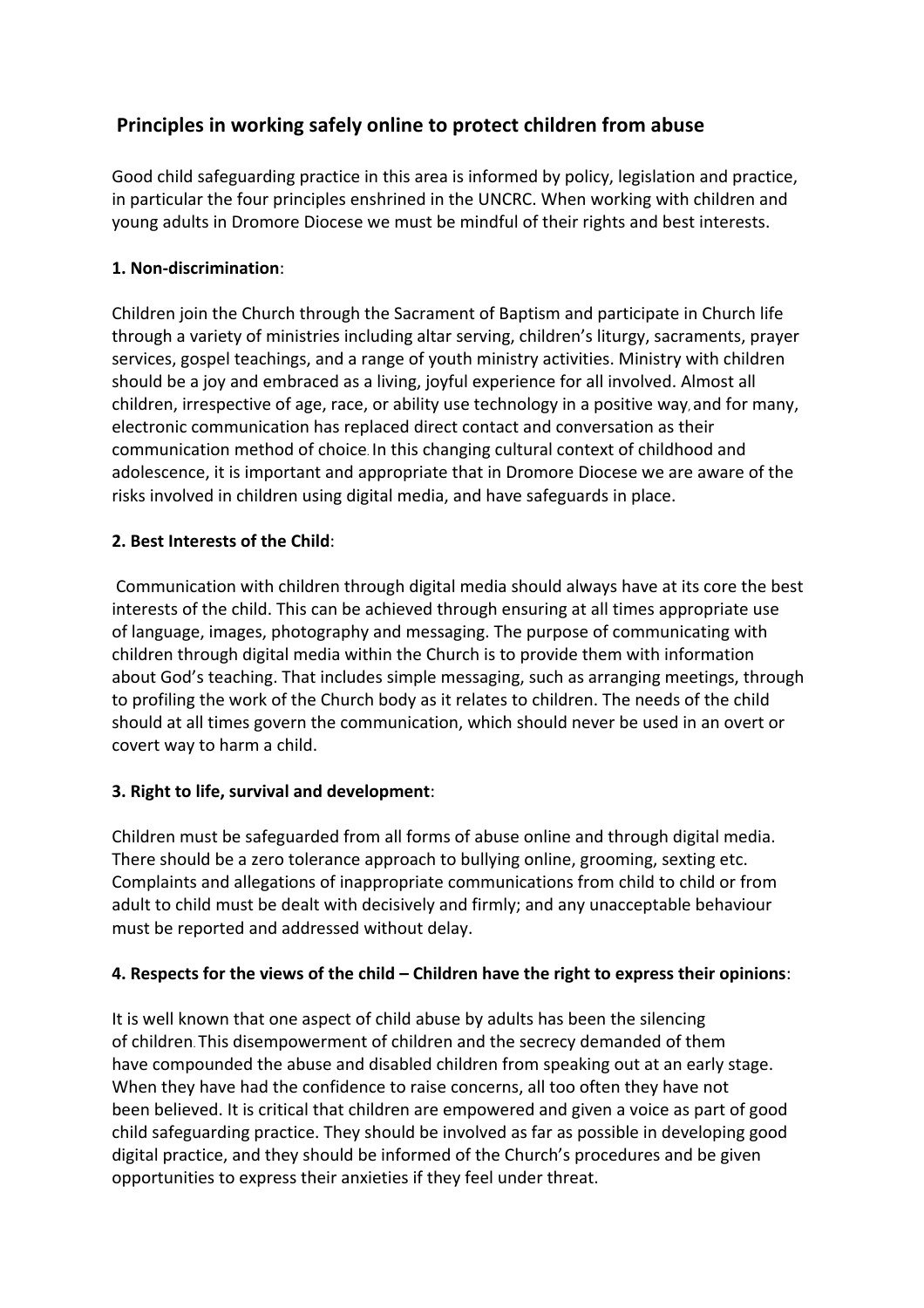## Principles in working safely online to protect children from abuse

Good child safeguarding practice in this area is informed by policy, legislation and practice, in particular the four principles enshrined in the UNCRC. When working with children and young adults in Dromore Diocese we must be mindful of their rights and best interests.

**1. Non-discrimination**:

Children join the Church through the Sacrament of Baptism and participate in Church life through a variety of ministries including altar serving, children's liturgy, sacraments, prayer services, gospel teachings, and a range of youth ministry activities. Ministry with children should be a joy and embraced as a living, joyful experience for all involved. Almost all children, irrespective of age, race, or ability use technology in a positive way, and for many, electronic communication has replaced direct contact and conversation as their communication method of choice. In this changing cultural context of childhood and adolescence, it is important and appropriate that in Dromore Diocese we are aware of the risks involved in children using digital media, and have safeguards in place.

**2. Best Interests of the Child**:

Communication with children through digital media should always have at its core the best interests of the child. This can be achieved through ensuring at all times appropriate use of language, images, photography and messaging. The purpose of communicating with children through digital media within the Church is to provide them with information about God's teaching. That includes simple messaging, such as arranging meetings, through to profiling the work of the Church body as it relates to children. The needs of the child should at all times govern the communication, which should never be used in an overt or covert way to harm a child.

**3. Right to life, survival and development**:

Children must be safeguarded from all forms of abuse online and through digital media. There should be a zero tolerance approach to bullying online, grooming, sexting etc. Complaints and allegations of inappropriate communications from child to child or from adult to child must be dealt with decisively and firmly; and any unacceptable behaviour must be reported and addressed without delay.

**4. Respects for the views of the child – Children have the right to express their opinions**:

It is well known that one aspect of child abuse by adults has been the silencing of children. This disempowerment of children and the secrecy demanded of them have compounded the abuse and disabled children from speaking out at an early stage. When they have had the confidence to raise concerns, all too often they have not been believed. It is critical that children are empowered and given a voice as part of good child safeguarding practice. They should be involved as far as possible in developing good digital practice, and they should be informed of the Church's procedures and be given opportunities to express their anxieties if they feel under threat.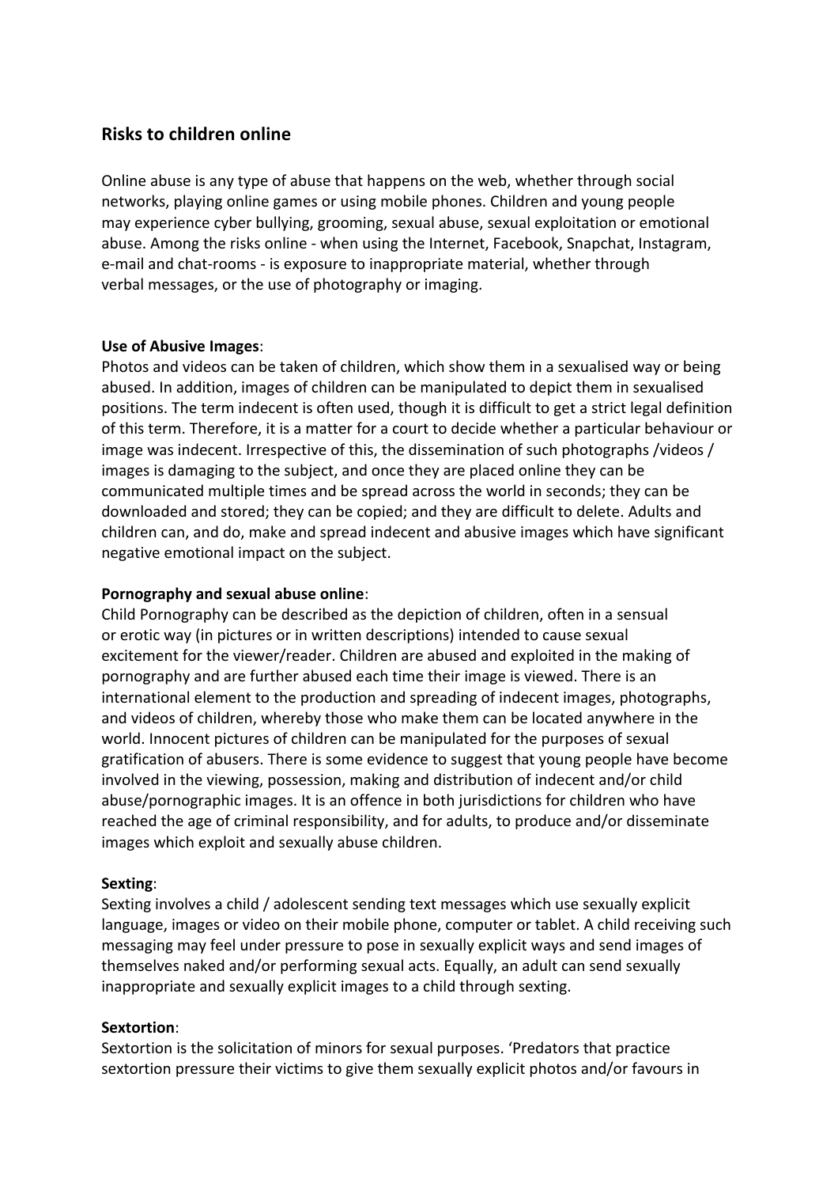## Risks to children online

Online abuse is any type of abuse that happens on the web, whether through social networks, playing online games or using mobile phones. Children and young people may experience cyber bullying, grooming, sexual abuse, sexual exploitation or emotional abuse. Among the risks online - when using the Internet, Facebook, Snapchat, Instagram, e-mail and chat-rooms - is exposure to inappropriate material, whether through verbal messages, or the use of photography or imaging.

**Use of Abusive Images**:
Photos and videos can be taken of children, which show them in a sexualised way or being abused. In addition, images of children can be manipulated to depict them in sexualised positions. The term indecent is often used, though it is difficult to get a strict legal definition of this term. Therefore, it is a matter for a court to decide whether a particular behaviour or image was indecent. Irrespective of this, the dissemination of such photographs /videos / images is damaging to the subject, and once they are placed online they can be communicated multiple times and be spread across the world in seconds; they can be downloaded and stored; they can be copied; and they are difficult to delete. Adults and children can, and do, make and spread indecent and abusive images which have significant negative emotional impact on the subject.

**Pornography and sexual abuse online**:
Child Pornography can be described as the depiction of children, often in a sensual or erotic way (in pictures or in written descriptions) intended to cause sexual excitement for the viewer/reader. Children are abused and exploited in the making of pornography and are further abused each time their image is viewed. There is an international element to the production and spreading of indecent images, photographs, and videos of children, whereby those who make them can be located anywhere in the world. Innocent pictures of children can be manipulated for the purposes of sexual gratification of abusers. There is some evidence to suggest that young people have become involved in the viewing, possession, making and distribution of indecent and/or child abuse/pornographic images. It is an offence in both jurisdictions for children who have reached the age of criminal responsibility, and for adults, to produce and/or disseminate images which exploit and sexually abuse children.

**Sexting**:
Sexting involves a child / adolescent sending text messages which use sexually explicit language, images or video on their mobile phone, computer or tablet. A child receiving such messaging may feel under pressure to pose in sexually explicit ways and send images of themselves naked and/or performing sexual acts. Equally, an adult can send sexually inappropriate and sexually explicit images to a child through sexting.

**Sextortion**:
Sextortion is the solicitation of minors for sexual purposes. 'Predators that practice sextortion pressure their victims to give them sexually explicit photos and/or favours in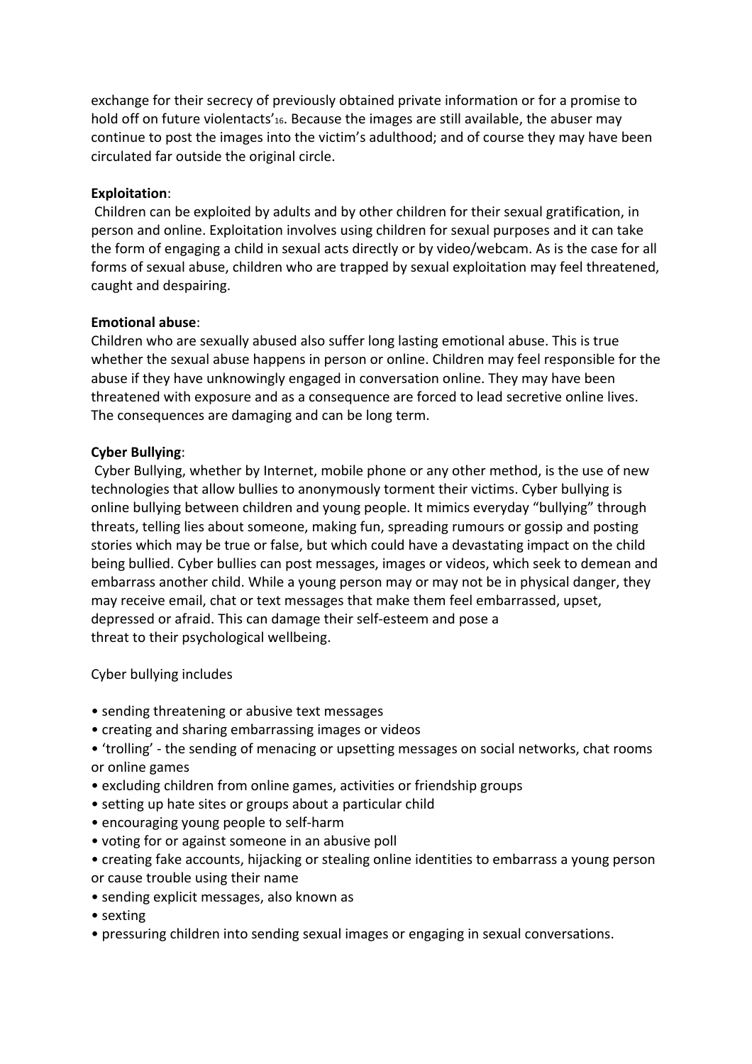exchange for their secrecy of previously obtained private information or for a promise to hold off on future violentacts'[16]. Because the images are still available, the abuser may continue to post the images into the victim's adulthood; and of course they may have been circulated far outside the original circle.

**Exploitation**:

Children can be exploited by adults and by other children for their sexual gratification, in person and online. Exploitation involves using children for sexual purposes and it can take the form of engaging a child in sexual acts directly or by video/webcam. As is the case for all forms of sexual abuse, children who are trapped by sexual exploitation may feel threatened, caught and despairing.

**Emotional abuse**:

Children who are sexually abused also suffer long lasting emotional abuse. This is true whether the sexual abuse happens in person or online. Children may feel responsible for the abuse if they have unknowingly engaged in conversation online. They may have been threatened with exposure and as a consequence are forced to lead secretive online lives. The consequences are damaging and can be long term.

**Cyber Bullying**:

Cyber Bullying, whether by Internet, mobile phone or any other method, is the use of new technologies that allow bullies to anonymously torment their victims. Cyber bullying is online bullying between children and young people. It mimics everyday "bullying" through threats, telling lies about someone, making fun, spreading rumours or gossip and posting stories which may be true or false, but which could have a devastating impact on the child being bullied. Cyber bullies can post messages, images or videos, which seek to demean and embarrass another child. While a young person may or may not be in physical danger, they may receive email, chat or text messages that make them feel embarrassed, upset, depressed or afraid. This can damage their self-esteem and pose a threat to their psychological wellbeing.

Cyber bullying includes

- sending threatening or abusive text messages
- creating and sharing embarrassing images or videos
- 'trolling' - the sending of menacing or upsetting messages on social networks, chat rooms or online games
- excluding children from online games, activities or friendship groups
- setting up hate sites or groups about a particular child
- encouraging young people to self-harm
- voting for or against someone in an abusive poll
- creating fake accounts, hijacking or stealing online identities to embarrass a young person or cause trouble using their name
- sending explicit messages, also known as
- sexting
- pressuring children into sending sexual images or engaging in sexual conversations.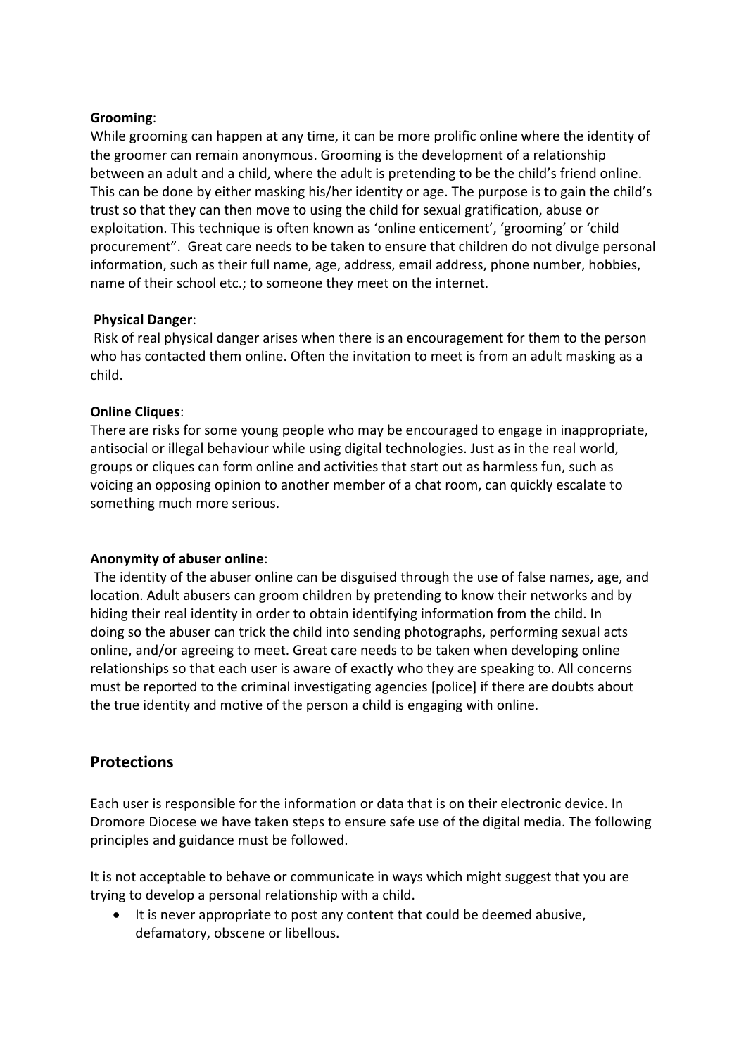**Grooming**:
While grooming can happen at any time, it can be more prolific online where the identity of the groomer can remain anonymous. Grooming is the development of a relationship between an adult and a child, where the adult is pretending to be the child's friend online. This can be done by either masking his/her identity or age. The purpose is to gain the child's trust so that they can then move to using the child for sexual gratification, abuse or exploitation. This technique is often known as 'online enticement', 'grooming' or 'child procurement". Great care needs to be taken to ensure that children do not divulge personal information, such as their full name, age, address, email address, phone number, hobbies, name of their school etc.; to someone they meet on the internet.

**Physical Danger**:
Risk of real physical danger arises when there is an encouragement for them to the person who has contacted them online. Often the invitation to meet is from an adult masking as a child.

**Online Cliques**:
There are risks for some young people who may be encouraged to engage in inappropriate, antisocial or illegal behaviour while using digital technologies. Just as in the real world, groups or cliques can form online and activities that start out as harmless fun, such as voicing an opposing opinion to another member of a chat room, can quickly escalate to something much more serious.

**Anonymity of abuser online**:
The identity of the abuser online can be disguised through the use of false names, age, and location. Adult abusers can groom children by pretending to know their networks and by hiding their real identity in order to obtain identifying information from the child. In doing so the abuser can trick the child into sending photographs, performing sexual acts online, and/or agreeing to meet. Great care needs to be taken when developing online relationships so that each user is aware of exactly who they are speaking to. All concerns must be reported to the criminal investigating agencies [police] if there are doubts about the true identity and motive of the person a child is engaging with online.

## Protections

Each user is responsible for the information or data that is on their electronic device. In Dromore Diocese we have taken steps to ensure safe use of the digital media. The following principles and guidance must be followed.

It is not acceptable to behave or communicate in ways which might suggest that you are trying to develop a personal relationship with a child.

- It is never appropriate to post any content that could be deemed abusive, defamatory, obscene or libellous.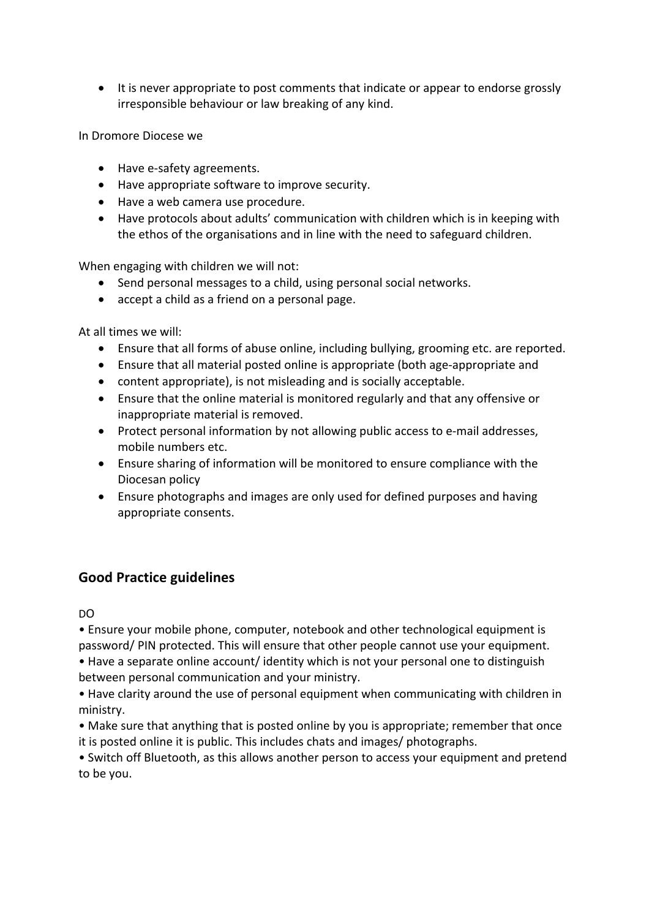- It is never appropriate to post comments that indicate or appear to endorse grossly irresponsible behaviour or law breaking of any kind.

In Dromore Diocese we

- Have e-safety agreements.
- Have appropriate software to improve security.
- Have a web camera use procedure.
- Have protocols about adults' communication with children which is in keeping with the ethos of the organisations and in line with the need to safeguard children.

When engaging with children we will not:

- Send personal messages to a child, using personal social networks.
- accept a child as a friend on a personal page.

At all times we will:

- Ensure that all forms of abuse online, including bullying, grooming etc. are reported.
- Ensure that all material posted online is appropriate (both age-appropriate and
- content appropriate), is not misleading and is socially acceptable.
- Ensure that the online material is monitored regularly and that any offensive or inappropriate material is removed.
- Protect personal information by not allowing public access to e-mail addresses, mobile numbers etc.
- Ensure sharing of information will be monitored to ensure compliance with the Diocesan policy
- Ensure photographs and images are only used for defined purposes and having appropriate consents.

## Good Practice guidelines

DO

• Ensure your mobile phone, computer, notebook and other technological equipment is password/ PIN protected. This will ensure that other people cannot use your equipment.
• Have a separate online account/ identity which is not your personal one to distinguish between personal communication and your ministry.
• Have clarity around the use of personal equipment when communicating with children in ministry.
• Make sure that anything that is posted online by you is appropriate; remember that once it is posted online it is public. This includes chats and images/ photographs.
• Switch off Bluetooth, as this allows another person to access your equipment and pretend to be you.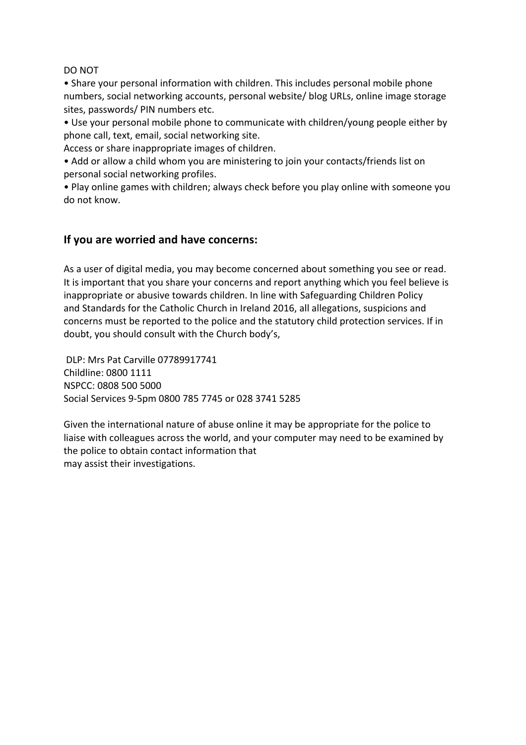DO NOT

- Share your personal information with children. This includes personal mobile phone numbers, social networking accounts, personal website/ blog URLs, online image storage sites, passwords/ PIN numbers etc.
- Use your personal mobile phone to communicate with children/young people either by phone call, text, email, social networking site.
  Access or share inappropriate images of children.
- Add or allow a child whom you are ministering to join your contacts/friends list on personal social networking profiles.
- Play online games with children; always check before you play online with someone you do not know.

## If you are worried and have concerns:

As a user of digital media, you may become concerned about something you see or read. It is important that you share your concerns and report anything which you feel believe is inappropriate or abusive towards children. In line with Safeguarding Children Policy and Standards for the Catholic Church in Ireland 2016, all allegations, suspicions and concerns must be reported to the police and the statutory child protection services. If in doubt, you should consult with the Church body's,

DLP: Mrs Pat Carville 07789917741
Childline: 0800 1111
NSPCC: 0808 500 5000
Social Services 9-5pm 0800 785 7745 or 028 3741 5285

Given the international nature of abuse online it may be appropriate for the police to liaise with colleagues across the world, and your computer may need to be examined by the police to obtain contact information that may assist their investigations.